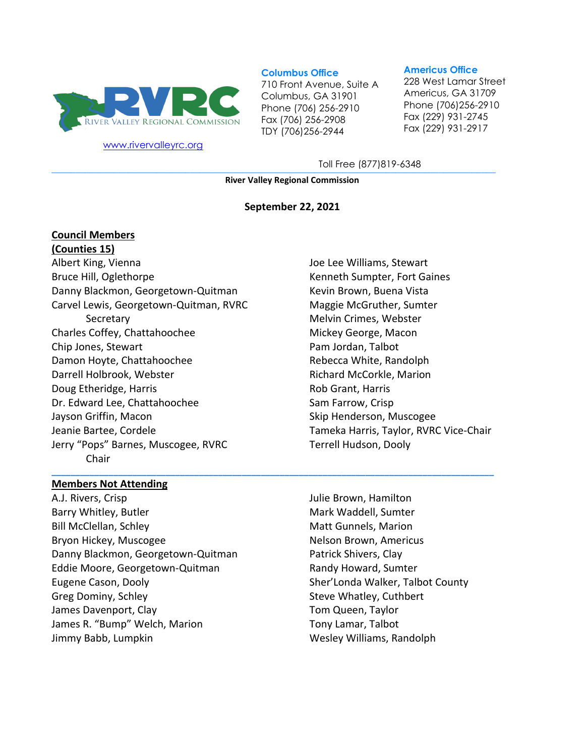RIVER VALLEY REGIONAL COMMISSION

www.rivervalleyrc.org

**Columbus Office**
710 Front Avenue, Suite A
Columbus, GA 31901
Phone (706) 256-2910
Fax (706) 256-2908
TDY (706)256-2944

**Americus Office**
228 West Lamar Street
Americus, GA 31709
Phone (706)256-2910
Fax (229) 931-2745
Fax (229) 931-2917

Toll Free (877)819-6348

**River Valley Regional Commission**

**September 22, 2021**

**Council Members**
**(Counties 15)**

Albert King, Vienna
Bruce Hill, Oglethorpe
Danny Blackmon, Georgetown-Quitman
Carvel Lewis, Georgetown-Quitman, RVRC Secretary
Charles Coffey, Chattahoochee
Chip Jones, Stewart
Damon Hoyte, Chattahoochee
Darrell Holbrook, Webster
Doug Etheridge, Harris
Dr. Edward Lee, Chattahoochee
Jayson Griffin, Macon
Jeanie Bartee, Cordele
Jerry "Pops" Barnes, Muscogee, RVRC Chair
Joe Lee Williams, Stewart
Kenneth Sumpter, Fort Gaines
Kevin Brown, Buena Vista
Maggie McGruther, Sumter
Melvin Crimes, Webster
Mickey George, Macon
Pam Jordan, Talbot
Rebecca White, Randolph
Richard McCorkle, Marion
Rob Grant, Harris
Sam Farrow, Crisp
Skip Henderson, Muscogee
Tameka Harris, Taylor, RVRC Vice-Chair
Terrell Hudson, Dooly

**Members Not Attending**

A.J. Rivers, Crisp
Barry Whitley, Butler
Bill McClellan, Schley
Bryon Hickey, Muscogee
Danny Blackmon, Georgetown-Quitman
Eddie Moore, Georgetown-Quitman
Eugene Cason, Dooly
Greg Dominy, Schley
James Davenport, Clay
James R. "Bump" Welch, Marion
Jimmy Babb, Lumpkin
Julie Brown, Hamilton
Mark Waddell, Sumter
Matt Gunnels, Marion
Nelson Brown, Americus
Patrick Shivers, Clay
Randy Howard, Sumter
Sher'Londa Walker, Talbot County
Steve Whatley, Cuthbert
Tom Queen, Taylor
Tony Lamar, Talbot
Wesley Williams, Randolph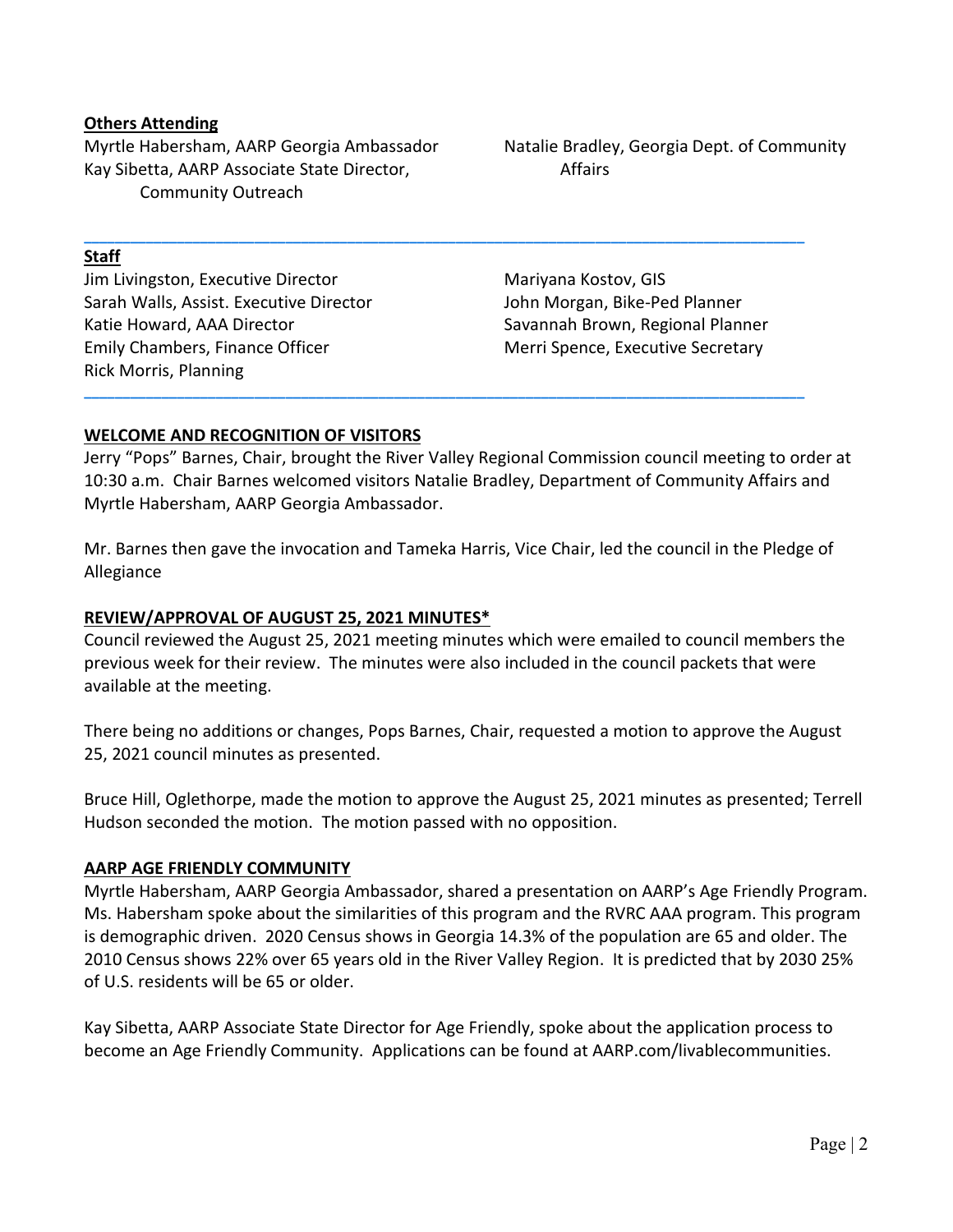**Others Attending**

Myrtle Habersham, AARP Georgia Ambassador
Kay Sibetta, AARP Associate State Director, Community Outreach
Natalie Bradley, Georgia Dept. of Community Affairs

---

**Staff**

Jim Livingston, Executive Director
Sarah Walls, Assist. Executive Director
Katie Howard, AAA Director
Emily Chambers, Finance Officer
Rick Morris, Planning
Mariyana Kostov, GIS
John Morgan, Bike-Ped Planner
Savannah Brown, Regional Planner
Merri Spence, Executive Secretary

---

**WELCOME AND RECOGNITION OF VISITORS**

Jerry "Pops" Barnes, Chair, brought the River Valley Regional Commission council meeting to order at 10:30 a.m. Chair Barnes welcomed visitors Natalie Bradley, Department of Community Affairs and Myrtle Habersham, AARP Georgia Ambassador.

Mr. Barnes then gave the invocation and Tameka Harris, Vice Chair, led the council in the Pledge of Allegiance

**REVIEW/APPROVAL OF AUGUST 25, 2021 MINUTES***

Council reviewed the August 25, 2021 meeting minutes which were emailed to council members the previous week for their review. The minutes were also included in the council packets that were available at the meeting.

There being no additions or changes, Pops Barnes, Chair, requested a motion to approve the August 25, 2021 council minutes as presented.

Bruce Hill, Oglethorpe, made the motion to approve the August 25, 2021 minutes as presented; Terrell Hudson seconded the motion. The motion passed with no opposition.

**AARP AGE FRIENDLY COMMUNITY**

Myrtle Habersham, AARP Georgia Ambassador, shared a presentation on AARP's Age Friendly Program. Ms. Habersham spoke about the similarities of this program and the RVRC AAA program. This program is demographic driven. 2020 Census shows in Georgia 14.3% of the population are 65 and older. The 2010 Census shows 22% over 65 years old in the River Valley Region. It is predicted that by 2030 25% of U.S. residents will be 65 or older.

Kay Sibetta, AARP Associate State Director for Age Friendly, spoke about the application process to become an Age Friendly Community. Applications can be found at AARP.com/livablecommunities.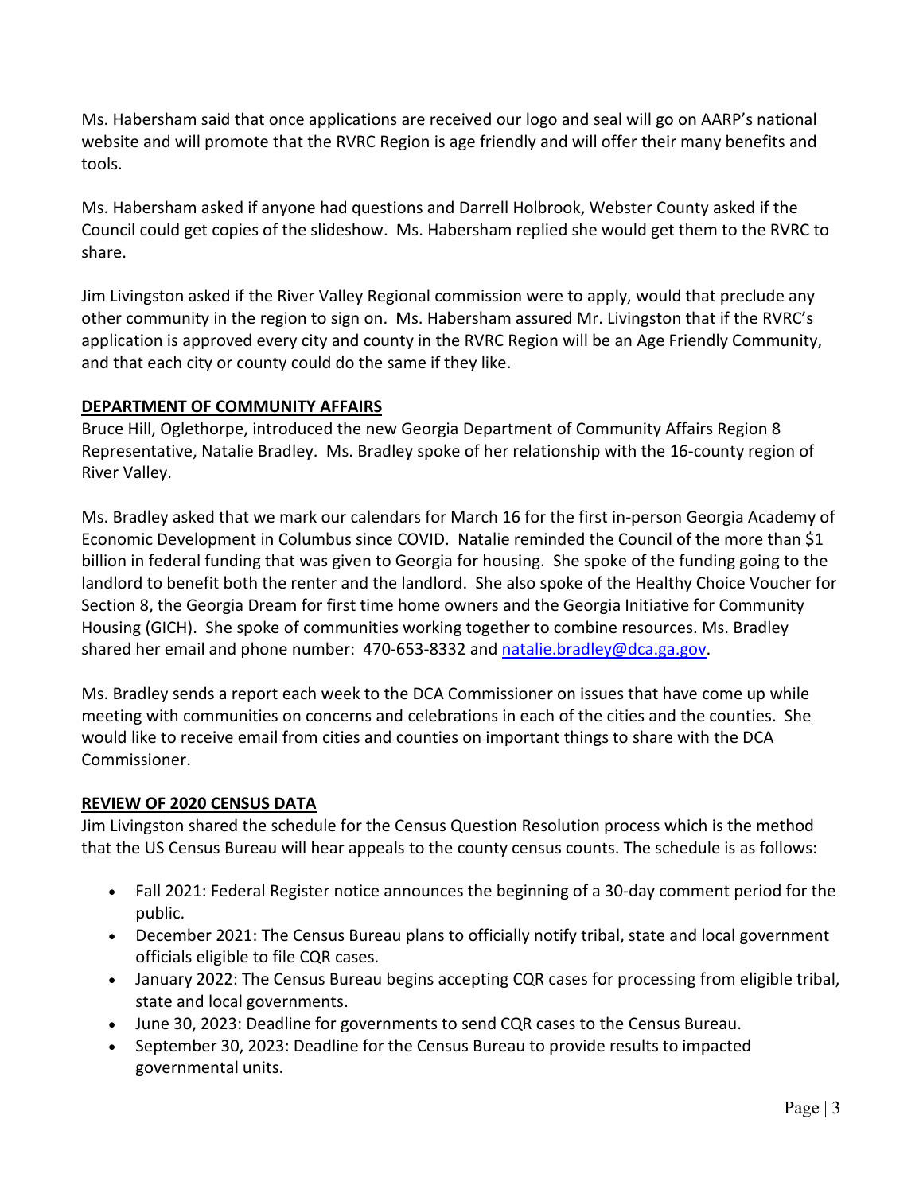Ms. Habersham said that once applications are received our logo and seal will go on AARP's national website and will promote that the RVRC Region is age friendly and will offer their many benefits and tools.

Ms. Habersham asked if anyone had questions and Darrell Holbrook, Webster County asked if the Council could get copies of the slideshow. Ms. Habersham replied she would get them to the RVRC to share.

Jim Livingston asked if the River Valley Regional commission were to apply, would that preclude any other community in the region to sign on. Ms. Habersham assured Mr. Livingston that if the RVRC's application is approved every city and county in the RVRC Region will be an Age Friendly Community, and that each city or county could do the same if they like.

## DEPARTMENT OF COMMUNITY AFFAIRS

Bruce Hill, Oglethorpe, introduced the new Georgia Department of Community Affairs Region 8 Representative, Natalie Bradley. Ms. Bradley spoke of her relationship with the 16-county region of River Valley.

Ms. Bradley asked that we mark our calendars for March 16 for the first in-person Georgia Academy of Economic Development in Columbus since COVID. Natalie reminded the Council of the more than $1 billion in federal funding that was given to Georgia for housing. She spoke of the funding going to the landlord to benefit both the renter and the landlord. She also spoke of the Healthy Choice Voucher for Section 8, the Georgia Dream for first time home owners and the Georgia Initiative for Community Housing (GICH). She spoke of communities working together to combine resources. Ms. Bradley shared her email and phone number: 470-653-8332 and natalie.bradley@dca.ga.gov.

Ms. Bradley sends a report each week to the DCA Commissioner on issues that have come up while meeting with communities on concerns and celebrations in each of the cities and the counties. She would like to receive email from cities and counties on important things to share with the DCA Commissioner.

## REVIEW OF 2020 CENSUS DATA

Jim Livingston shared the schedule for the Census Question Resolution process which is the method that the US Census Bureau will hear appeals to the county census counts. The schedule is as follows:

- Fall 2021: Federal Register notice announces the beginning of a 30-day comment period for the public.
- December 2021: The Census Bureau plans to officially notify tribal, state and local government officials eligible to file CQR cases.
- January 2022: The Census Bureau begins accepting CQR cases for processing from eligible tribal, state and local governments.
- June 30, 2023: Deadline for governments to send CQR cases to the Census Bureau.
- September 30, 2023: Deadline for the Census Bureau to provide results to impacted governmental units.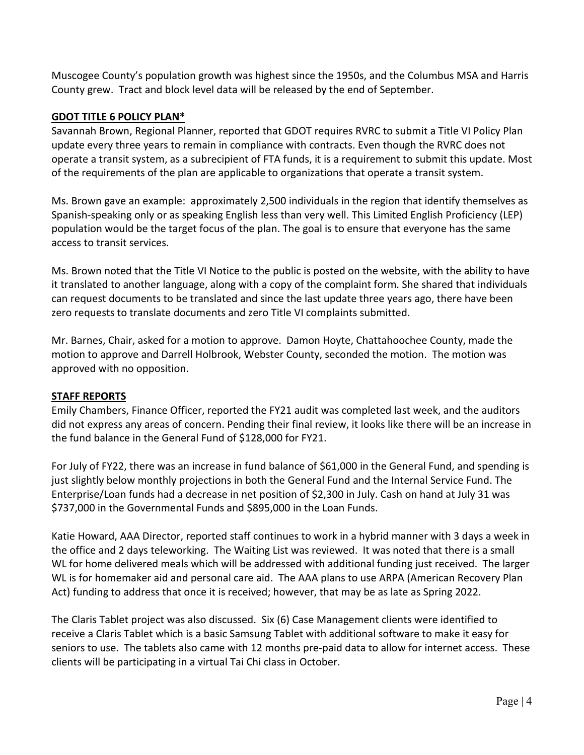Muscogee County's population growth was highest since the 1950s, and the Columbus MSA and Harris County grew. Tract and block level data will be released by the end of September.

## GDOT TITLE 6 POLICY PLAN*

Savannah Brown, Regional Planner, reported that GDOT requires RVRC to submit a Title VI Policy Plan update every three years to remain in compliance with contracts. Even though the RVRC does not operate a transit system, as a subrecipient of FTA funds, it is a requirement to submit this update. Most of the requirements of the plan are applicable to organizations that operate a transit system.

Ms. Brown gave an example: approximately 2,500 individuals in the region that identify themselves as Spanish-speaking only or as speaking English less than very well. This Limited English Proficiency (LEP) population would be the target focus of the plan. The goal is to ensure that everyone has the same access to transit services.

Ms. Brown noted that the Title VI Notice to the public is posted on the website, with the ability to have it translated to another language, along with a copy of the complaint form. She shared that individuals can request documents to be translated and since the last update three years ago, there have been zero requests to translate documents and zero Title VI complaints submitted.

Mr. Barnes, Chair, asked for a motion to approve. Damon Hoyte, Chattahoochee County, made the motion to approve and Darrell Holbrook, Webster County, seconded the motion. The motion was approved with no opposition.

## STAFF REPORTS

Emily Chambers, Finance Officer, reported the FY21 audit was completed last week, and the auditors did not express any areas of concern. Pending their final review, it looks like there will be an increase in the fund balance in the General Fund of $128,000 for FY21.

For July of FY22, there was an increase in fund balance of $61,000 in the General Fund, and spending is just slightly below monthly projections in both the General Fund and the Internal Service Fund. The Enterprise/Loan funds had a decrease in net position of $2,300 in July. Cash on hand at July 31 was $737,000 in the Governmental Funds and $895,000 in the Loan Funds.

Katie Howard, AAA Director, reported staff continues to work in a hybrid manner with 3 days a week in the office and 2 days teleworking. The Waiting List was reviewed. It was noted that there is a small WL for home delivered meals which will be addressed with additional funding just received. The larger WL is for homemaker aid and personal care aid. The AAA plans to use ARPA (American Recovery Plan Act) funding to address that once it is received; however, that may be as late as Spring 2022.

The Claris Tablet project was also discussed. Six (6) Case Management clients were identified to receive a Claris Tablet which is a basic Samsung Tablet with additional software to make it easy for seniors to use. The tablets also came with 12 months pre-paid data to allow for internet access. These clients will be participating in a virtual Tai Chi class in October.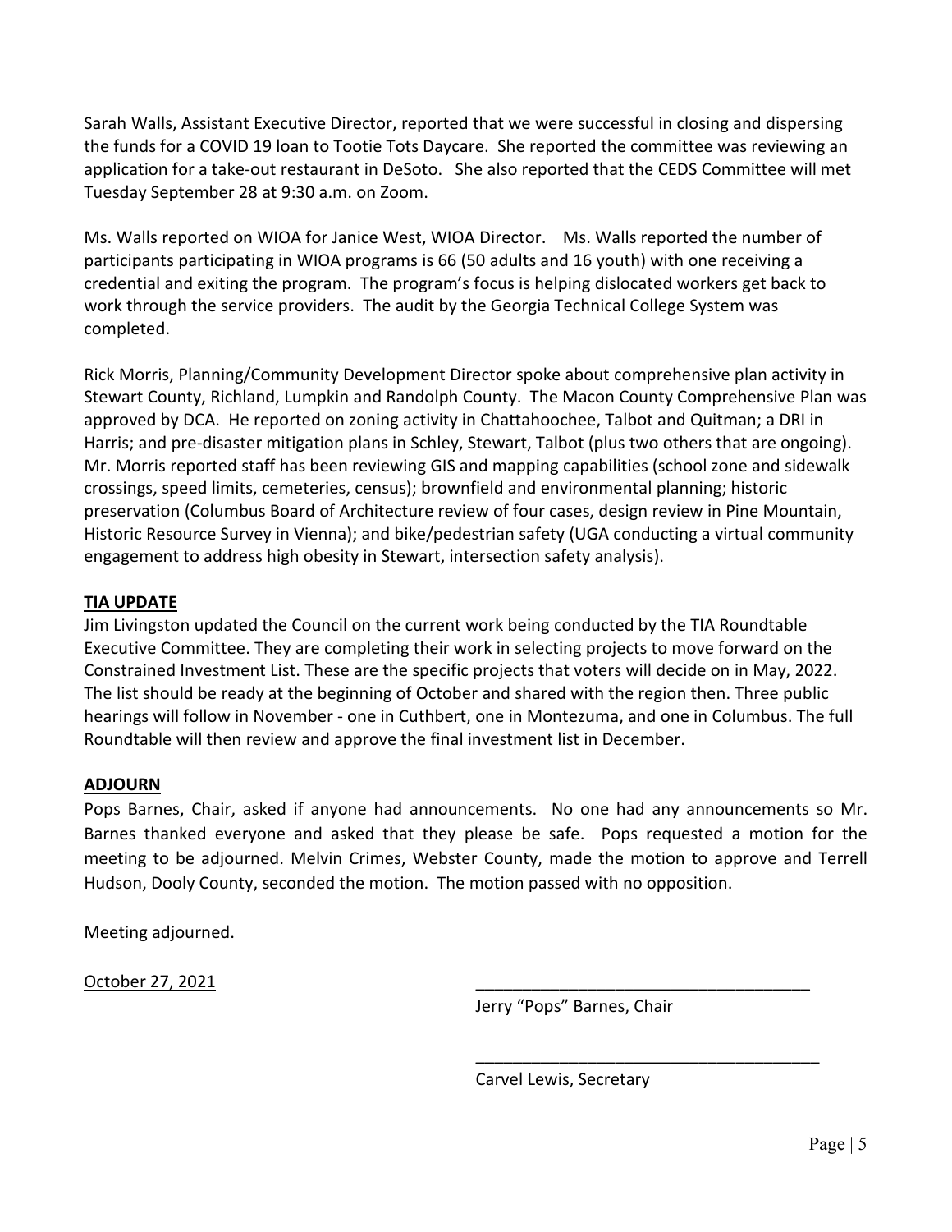Sarah Walls, Assistant Executive Director, reported that we were successful in closing and dispersing the funds for a COVID 19 loan to Tootie Tots Daycare. She reported the committee was reviewing an application for a take-out restaurant in DeSoto. She also reported that the CEDS Committee will met Tuesday September 28 at 9:30 a.m. on Zoom.

Ms. Walls reported on WIOA for Janice West, WIOA Director. Ms. Walls reported the number of participants participating in WIOA programs is 66 (50 adults and 16 youth) with one receiving a credential and exiting the program. The program's focus is helping dislocated workers get back to work through the service providers. The audit by the Georgia Technical College System was completed.

Rick Morris, Planning/Community Development Director spoke about comprehensive plan activity in Stewart County, Richland, Lumpkin and Randolph County. The Macon County Comprehensive Plan was approved by DCA. He reported on zoning activity in Chattahoochee, Talbot and Quitman; a DRI in Harris; and pre-disaster mitigation plans in Schley, Stewart, Talbot (plus two others that are ongoing). Mr. Morris reported staff has been reviewing GIS and mapping capabilities (school zone and sidewalk crossings, speed limits, cemeteries, census); brownfield and environmental planning; historic preservation (Columbus Board of Architecture review of four cases, design review in Pine Mountain, Historic Resource Survey in Vienna); and bike/pedestrian safety (UGA conducting a virtual community engagement to address high obesity in Stewart, intersection safety analysis).

**TIA UPDATE**

Jim Livingston updated the Council on the current work being conducted by the TIA Roundtable Executive Committee. They are completing their work in selecting projects to move forward on the Constrained Investment List. These are the specific projects that voters will decide on in May, 2022. The list should be ready at the beginning of October and shared with the region then. Three public hearings will follow in November - one in Cuthbert, one in Montezuma, and one in Columbus. The full Roundtable will then review and approve the final investment list in December.

**ADJOURN**

Pops Barnes, Chair, asked if anyone had announcements. No one had any announcements so Mr. Barnes thanked everyone and asked that they please be safe. Pops requested a motion for the meeting to be adjourned. Melvin Crimes, Webster County, made the motion to approve and Terrell Hudson, Dooly County, seconded the motion. The motion passed with no opposition.

Meeting adjourned.

October 27, 2021

_____________________________________
Jerry "Pops" Barnes, Chair

_____________________________________
Carvel Lewis, Secretary